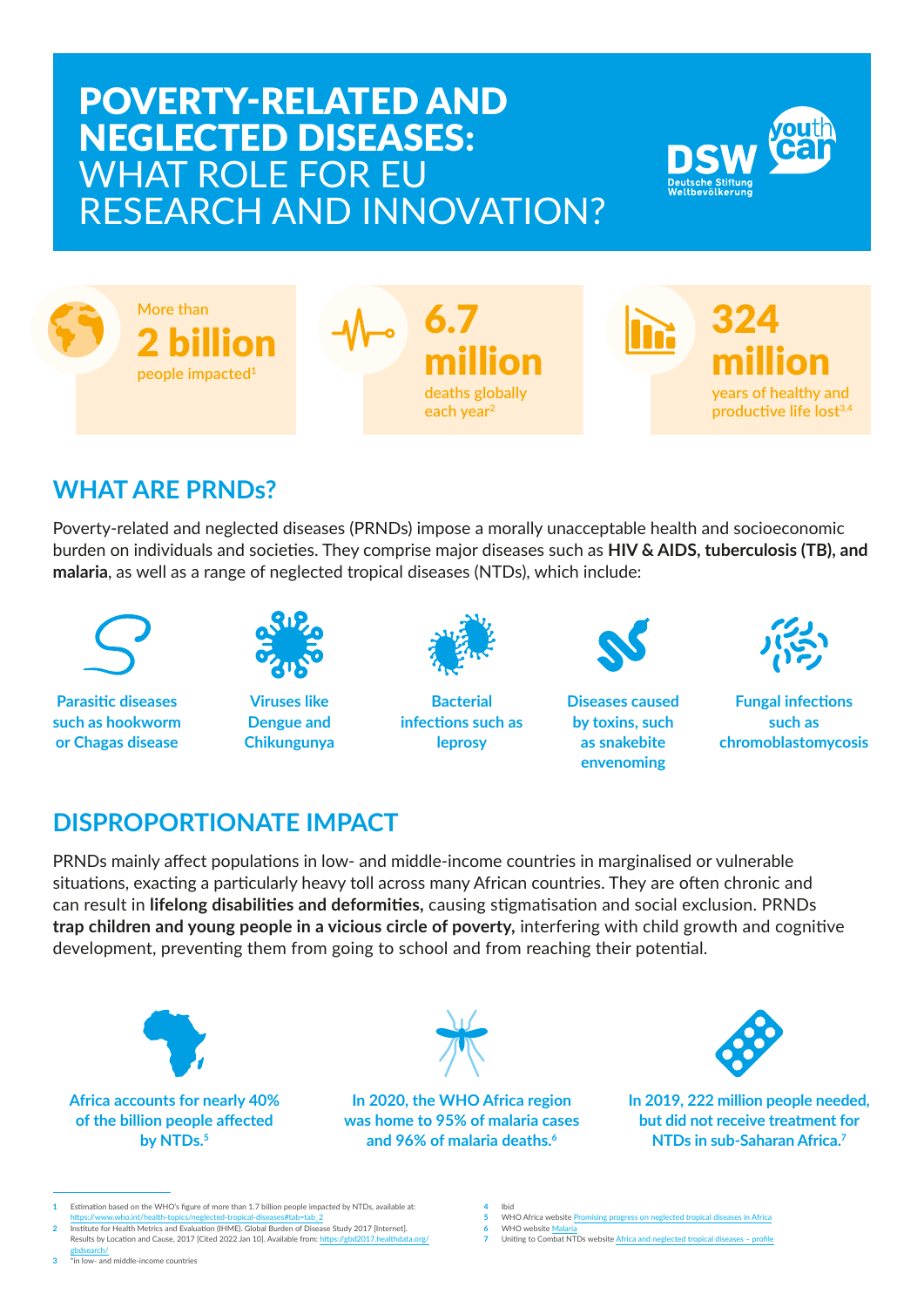# POVERTY-RELATED AND NEGLECTED DISEASES: WHAT ROLE FOR EU RESEARCH AND INNOVATION?

DSW Deutsche Stiftung Weltbevölkerung youth can

More than **2 billion** people impacted[1]

**6.7 million** deaths globally each year[2]

**324 million** years of healthy and productive life lost[3,4]

## WHAT ARE PRNDs?

Poverty-related and neglected diseases (PRNDs) impose a morally unacceptable health and socioeconomic burden on individuals and societies. They comprise major diseases such as **HIV & AIDS, tuberculosis (TB), and malaria**, as well as a range of neglected tropical diseases (NTDs), which include:

- **Parasitic diseases such as hookworm or Chagas disease**
- **Viruses like Dengue and Chikungunya**
- **Bacterial infections such as leprosy**
- **Diseases caused by toxins, such as snakebite envenoming**
- **Fungal infections such as chromoblastomycosis**

## DISPROPORTIONATE IMPACT

PRNDs mainly affect populations in low- and middle-income countries in marginalised or vulnerable situations, exacting a particularly heavy toll across many African countries. They are often chronic and can result in **lifelong disabilities and deformities,** causing stigmatisation and social exclusion. PRNDs **trap children and young people in a vicious circle of poverty,** interfering with child growth and cognitive development, preventing them from going to school and from reaching their potential.

**Africa accounts for nearly 40% of the billion people affected by NTDs.[5]**

**In 2020, the WHO Africa region was home to 95% of malaria cases and 96% of malaria deaths.[6]**

**In 2019, 222 million people needed, but did not receive treatment for NTDs in sub-Saharan Africa.[7]**

---

1 Estimation based on the WHO's figure of more than 1.7 billion people impacted by NTDs, available at: https://www.who.int/health-topics/neglected-tropical-diseases#tab=tab_2

2 Institute for Health Metrics and Evaluation (IHME). Global Burden of Disease Study 2017 [Internet]. Results by Location and Cause, 2017 [Cited 2022 Jan 10]. Available from: https://gbd2017.healthdata.org/gbdsearch/

3 *in low- and middle-income countries

4 Ibid

5 WHO Africa website Promising progress on neglected tropical diseases in Africa

6 WHO website Malaria

7 Uniting to Combat NTDs website Africa and neglected tropical diseases – profile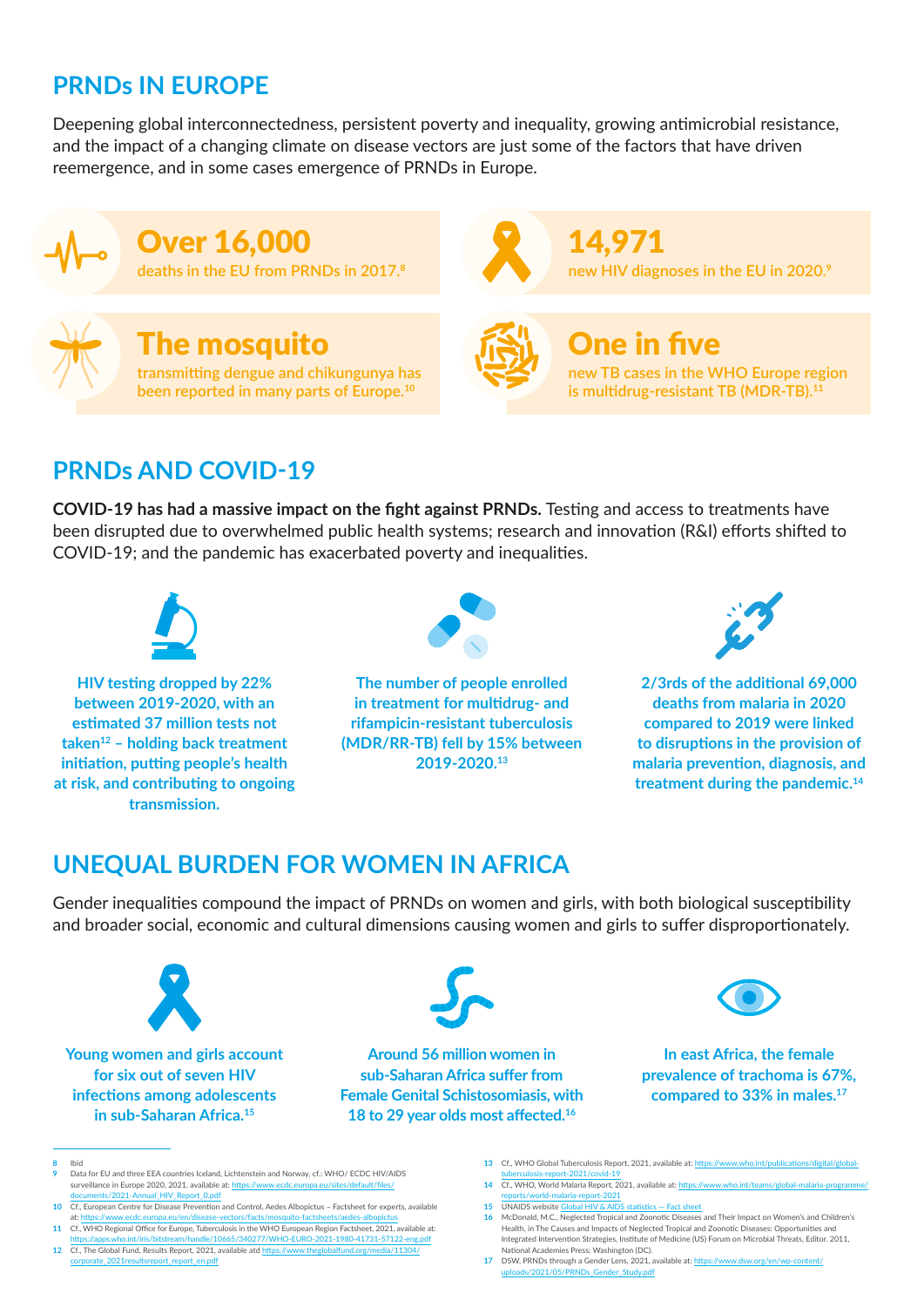## PRNDs IN EUROPE

Deepening global interconnectedness, persistent poverty and inequality, growing antimicrobial resistance, and the impact of a changing climate on disease vectors are just some of the factors that have driven reemergence, and in some cases emergence of PRNDs in Europe.

**Over 16,000**
deaths in the EU from PRNDs in 2017.[8]

**14,971**
new HIV diagnoses in the EU in 2020.[9]

**The mosquito**
transmitting dengue and chikungunya has been reported in many parts of Europe.[10]

**One in five**
new TB cases in the WHO Europe region is multidrug-resistant TB (MDR-TB).[11]

## PRNDs AND COVID-19

**COVID-19 has had a massive impact on the fight against PRNDs.** Testing and access to treatments have been disrupted due to overwhelmed public health systems; research and innovation (R&I) efforts shifted to COVID-19; and the pandemic has exacerbated poverty and inequalities.

**HIV testing dropped by 22% between 2019-2020, with an estimated 37 million tests not taken[12] – holding back treatment initiation, putting people's health at risk, and contributing to ongoing transmission.**

**The number of people enrolled in treatment for multidrug- and rifampicin-resistant tuberculosis (MDR/RR-TB) fell by 15% between 2019-2020.[13]**

**2/3rds of the additional 69,000 deaths from malaria in 2020 compared to 2019 were linked to disruptions in the provision of malaria prevention, diagnosis, and treatment during the pandemic.[14]**

## UNEQUAL BURDEN FOR WOMEN IN AFRICA

Gender inequalities compound the impact of PRNDs on women and girls, with both biological susceptibility and broader social, economic and cultural dimensions causing women and girls to suffer disproportionately.

**Young women and girls account for six out of seven HIV infections among adolescents in sub-Saharan Africa.[15]**

**Around 56 million women in sub-Saharan Africa suffer from Female Genital Schistosomiasis, with 18 to 29 year olds most affected.[16]**

**In east Africa, the female prevalence of trachoma is 67%, compared to 33% in males.[17]**

---

8 Ibid

9 Data for EU and three EEA countries Iceland, Lichtenstein and Norway, cf.: WHO/ ECDC HIV/AIDS surveillance in Europe 2020, 2021, available at: https://www.ecdc.europa.eu/sites/default/files/documents/2021-Annual_HIV_Report_0.pdf

10 Cf., European Centre for Disease Prevention and Control, Aedes Albopictus – Factsheet for experts, available at: https://www.ecdc.europa.eu/en/disease-vectors/facts/mosquito-factsheets/aedes-albopictus

11 Cf., WHO Regional Office for Europe, Tuberculosis in the WHO European Region Factsheet, 2021, available at: https://apps.who.int/iris/bitstream/handle/10665/340277/WHO-EURO-2021-1980-41731-57122-eng.pdf

12 Cf., The Global Fund, Results Report, 2021, available atd https://www.theglobalfund.org/media/11304/corporate_2021resultsreport_report_en.pdf

13 Cf., WHO Global Tuberculosis Report, 2021, available at: https://www.who.int/publications/digital/global-tuberculosis-report-2021/covid-19

14 Cf., WHO, World Malaria Report, 2021, available at: https://www.who.int/teams/global-malaria-programme/reports/world-malaria-report-2021

15 UNAIDS website Global HIV & AIDS statistics — Fact sheet

16 McDonald, M.C., Neglected Tropical and Zoonotic Diseases and Their Impact on Women's and Children's Health, in The Causes and Impacts of Neglected Tropical and Zoonotic Diseases: Opportunities and Integrated Intervention Strategies, Institute of Medicine (US) Forum on Microbial Threats, Editor. 2011, National Academies Press: Washington (DC).

17 DSW, PRNDs through a Gender Lens, 2021, available at: https://www.dsw.org/en/wp-content/uploads/2021/05/PRNDs_Gender_Study.pdf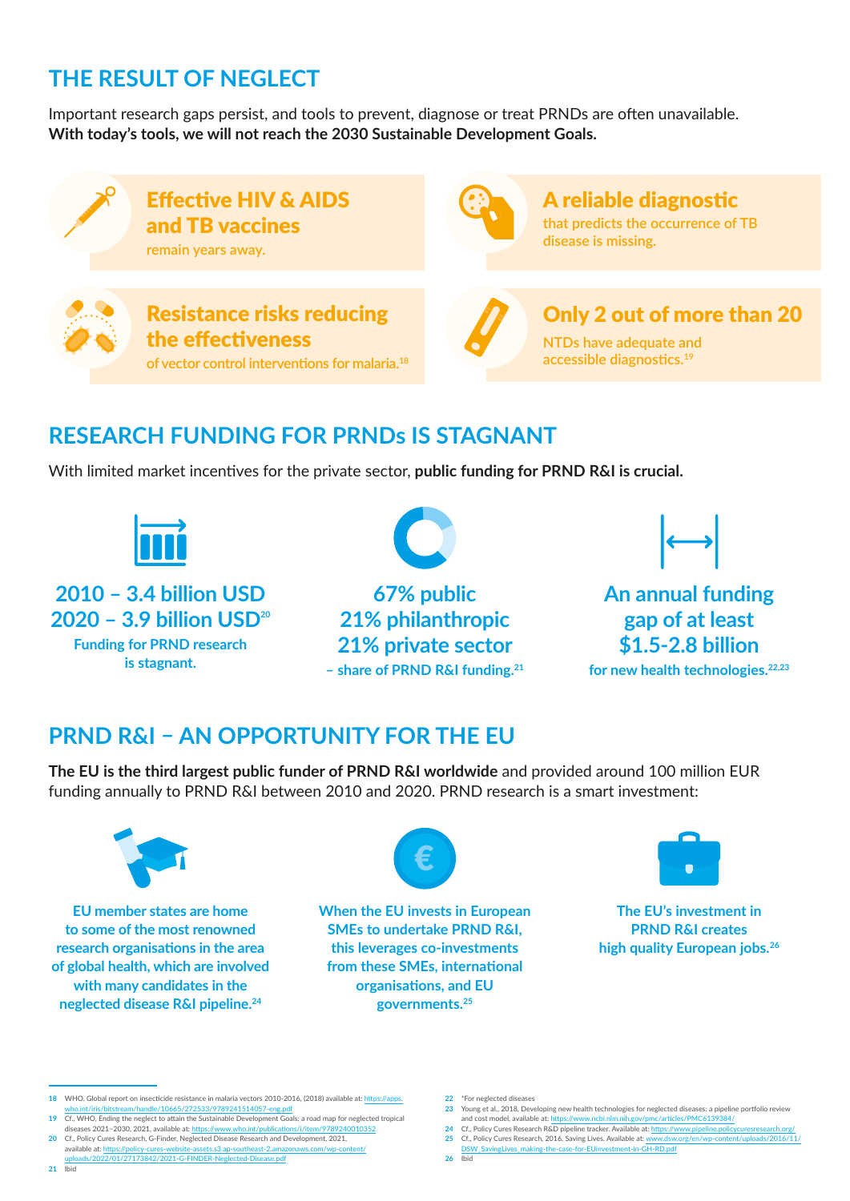## THE RESULT OF NEGLECT

Important research gaps persist, and tools to prevent, diagnose or treat PRNDs are often unavailable.
**With today's tools, we will not reach the 2030 Sustainable Development Goals.**

**Effective HIV & AIDS and TB vaccines**
remain years away.

**A reliable diagnostic**
that predicts the occurrence of TB disease is missing.

**Resistance risks reducing the effectiveness**
of vector control interventions for malaria.[18]

**Only 2 out of more than 20**
NTDs have adequate and accessible diagnostics.[19]

## RESEARCH FUNDING FOR PRNDs IS STAGNANT

With limited market incentives for the private sector, **public funding for PRND R&I is crucial.**

**2010 – 3.4 billion USD**
**2020 – 3.9 billion USD**[20]
**Funding for PRND research is stagnant.**

**67% public**
**21% philanthropic**
**21% private sector**
**– share of PRND R&I funding.**[21]

**An annual funding gap of at least $1.5-2.8 billion**
**for new health technologies.**[22,23]

## PRND R&I – AN OPPORTUNITY FOR THE EU

**The EU is the third largest public funder of PRND R&I worldwide** and provided around 100 million EUR funding annually to PRND R&I between 2010 and 2020. PRND research is a smart investment:

**EU member states are home to some of the most renowned research organisations in the area of global health, which are involved with many candidates in the neglected disease R&I pipeline.**[24]

**When the EU invests in European SMEs to undertake PRND R&I, this leverages co-investments from these SMEs, international organisations, and EU governments.**[25]

**The EU's investment in PRND R&I creates high quality European jobs.**[26]

---

18 WHO. Global report on insecticide resistance in malaria vectors 2010-2016, (2018) available at: https://apps.who.int/iris/bitstream/handle/10665/272533/9789241514057-eng.pdf

19 Cf., WHO, Ending the neglect to attain the Sustainable Development Goals: a road map for neglected tropical diseases 2021–2030, 2021, available at: https://www.who.int/publications/i/item/9789240010352

20 Cf., Policy Cures Research, G-Finder, Neglected Disease Research and Development, 2021, available at: https://policy-cures-website-assets.s3.ap-southeast-2.amazonaws.com/wp-content/uploads/2022/01/27173842/2021-G-FINDER-Neglected-Disease.pdf

21 Ibid

22 *For neglected diseases

23 Young et al., 2018, Developing new health technologies for neglected diseases: a pipeline portfolio review and cost model, available at: https://www.ncbi.nlm.nih.gov/pmc/articles/PMC6139384/

24 Cf., Policy Cures Research R&D pipeline tracker. Available at: https://www.pipeline.policycuresresearch.org/

25 Cf., Policy Cures Research, 2016, Saving Lives. Available at: www.dsw.org/en/wp-content/uploads/2016/11/DSW_SavingLives_making-the-case-for-EUinvestment-in-GH-RD.pdf

26 Ibid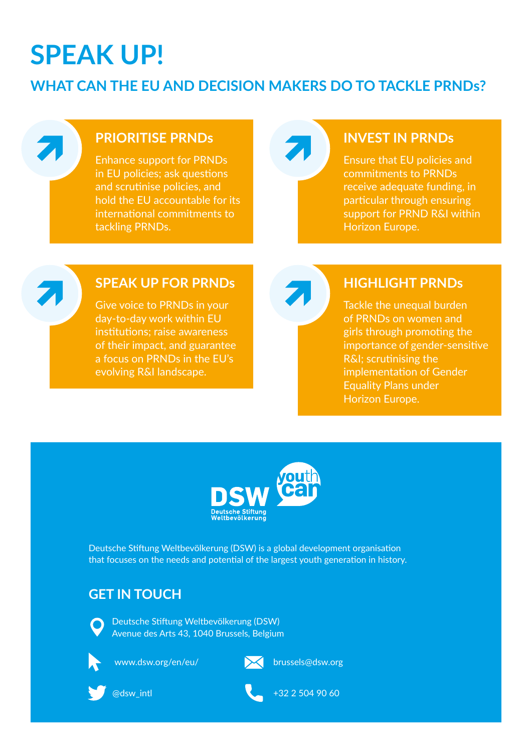# SPEAK UP!

## WHAT CAN THE EU AND DECISION MAKERS DO TO TACKLE PRNDs?

### PRIORITISE PRNDs

Enhance support for PRNDs in EU policies; ask questions and scrutinise policies, and hold the EU accountable for its international commitments to tackling PRNDs.

### INVEST IN PRNDs

Ensure that EU policies and commitments to PRNDs receive adequate funding, in particular through ensuring support for PRND R&I within Horizon Europe.

### SPEAK UP FOR PRNDs

Give voice to PRNDs in your day-to-day work within EU institutions; raise awareness of their impact, and guarantee a focus on PRNDs in the EU's evolving R&I landscape.

### HIGHLIGHT PRNDs

Tackle the unequal burden of PRNDs on women and girls through promoting the importance of gender-sensitive R&I; scrutinising the implementation of Gender Equality Plans under Horizon Europe.

DSW Deutsche Stiftung Weltbevölkerung | youth can

Deutsche Stiftung Weltbevölkerung (DSW) is a global development organisation that focuses on the needs and potential of the largest youth generation in history.

### GET IN TOUCH

Deutsche Stiftung Weltbevölkerung (DSW)
Avenue des Arts 43, 1040 Brussels, Belgium

www.dsw.org/en/eu/

brussels@dsw.org

@dsw_intl

+32 2 504 90 60